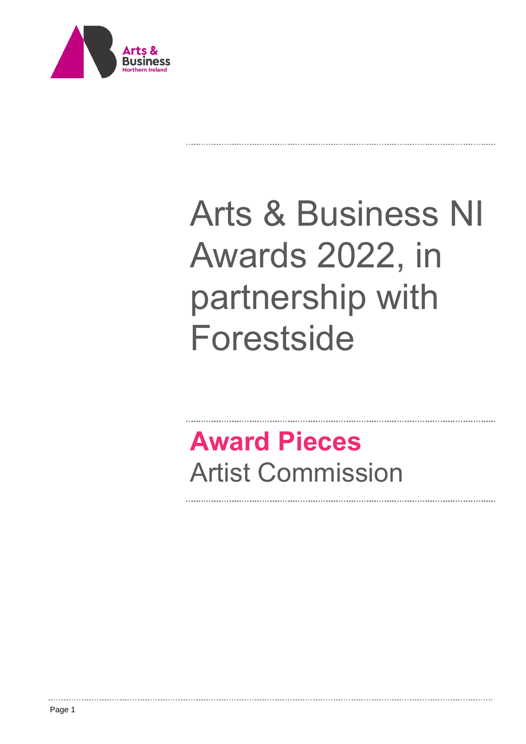# Arts & Business NI Awards 2022, in partnership with Forestside

## **Award Pieces**

## Artist Commission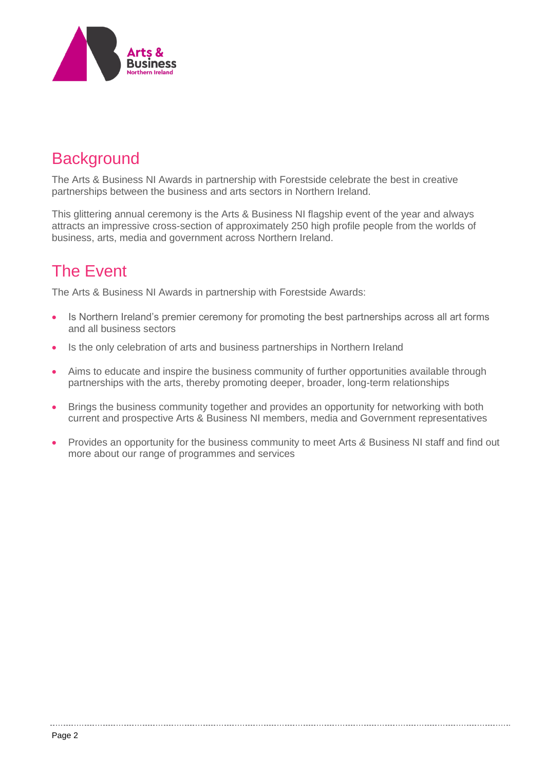## Background

The Arts & Business NI Awards in partnership with Forestside celebrate the best in creative partnerships between the business and arts sectors in Northern Ireland.

This glittering annual ceremony is the Arts & Business NI flagship event of the year and always attracts an impressive cross-section of approximately 250 high profile people from the worlds of business, arts, media and government across Northern Ireland.

## The Event

The Arts & Business NI Awards in partnership with Forestside Awards:

- Is Northern Ireland's premier ceremony for promoting the best partnerships across all art forms and all business sectors
- Is the only celebration of arts and business partnerships in Northern Ireland
- Aims to educate and inspire the business community of further opportunities available through partnerships with the arts, thereby promoting deeper, broader, long-term relationships
- Brings the business community together and provides an opportunity for networking with both current and prospective Arts & Business NI members, media and Government representatives
- Provides an opportunity for the business community to meet Arts & Business NI staff and find out more about our range of programmes and services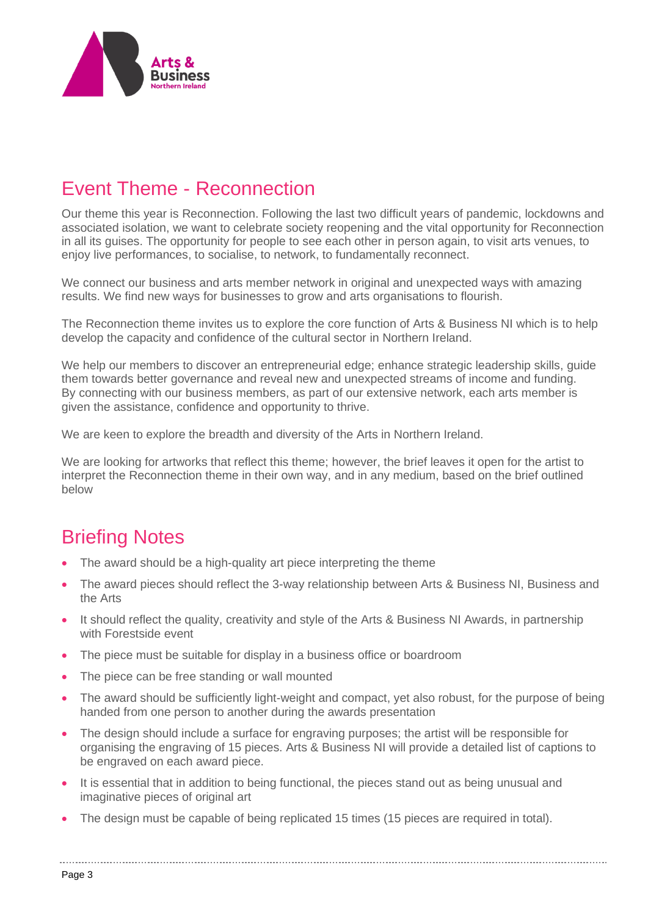## Event Theme - Reconnection

Our theme this year is Reconnection. Following the last two difficult years of pandemic, lockdowns and associated isolation, we want to celebrate society reopening and the vital opportunity for Reconnection in all its guises. The opportunity for people to see each other in person again, to visit arts venues, to enjoy live performances, to socialise, to network, to fundamentally reconnect.

We connect our business and arts member network in original and unexpected ways with amazing results. We find new ways for businesses to grow and arts organisations to flourish.

The Reconnection theme invites us to explore the core function of Arts & Business NI which is to help develop the capacity and confidence of the cultural sector in Northern Ireland.

We help our members to discover an entrepreneurial edge; enhance strategic leadership skills, guide them towards better governance and reveal new and unexpected streams of income and funding. By connecting with our business members, as part of our extensive network, each arts member is given the assistance, confidence and opportunity to thrive.

We are keen to explore the breadth and diversity of the Arts in Northern Ireland.

We are looking for artworks that reflect this theme; however, the brief leaves it open for the artist to interpret the Reconnection theme in their own way, and in any medium, based on the brief outlined below

## Briefing Notes

- The award should be a high-quality art piece interpreting the theme
- The award pieces should reflect the 3-way relationship between Arts & Business NI, Business and the Arts
- It should reflect the quality, creativity and style of the Arts & Business NI Awards, in partnership with Forestside event
- The piece must be suitable for display in a business office or boardroom
- The piece can be free standing or wall mounted
- The award should be sufficiently light-weight and compact, yet also robust, for the purpose of being handed from one person to another during the awards presentation
- The design should include a surface for engraving purposes; the artist will be responsible for organising the engraving of 15 pieces. Arts & Business NI will provide a detailed list of captions to be engraved on each award piece.
- It is essential that in addition to being functional, the pieces stand out as being unusual and imaginative pieces of original art
- The design must be capable of being replicated 15 times (15 pieces are required in total).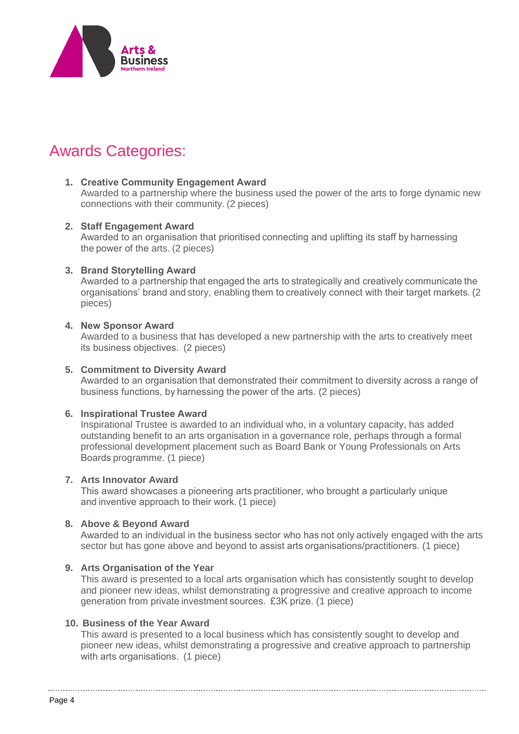# Awards Categories:

1. **Creative Community Engagement Award**
   Awarded to a partnership where the business used the power of the arts to forge dynamic new connections with their community. (2 pieces)

2. **Staff Engagement Award**
   Awarded to an organisation that prioritised connecting and uplifting its staff by harnessing the power of the arts. (2 pieces)

3. **Brand Storytelling Award**
   Awarded to a partnership that engaged the arts to strategically and creatively communicate the organisations' brand and story, enabling them to creatively connect with their target markets. (2 pieces)

4. **New Sponsor Award**
   Awarded to a business that has developed a new partnership with the arts to creatively meet its business objectives. (2 pieces)

5. **Commitment to Diversity Award**
   Awarded to an organisation that demonstrated their commitment to diversity across a range of business functions, by harnessing the power of the arts. (2 pieces)

6. **Inspirational Trustee Award**
   Inspirational Trustee is awarded to an individual who, in a voluntary capacity, has added outstanding benefit to an arts organisation in a governance role, perhaps through a formal professional development placement such as Board Bank or Young Professionals on Arts Boards programme. (1 piece)

7. **Arts Innovator Award**
   This award showcases a pioneering arts practitioner, who brought a particularly unique and inventive approach to their work. (1 piece)

8. **Above & Beyond Award**
   Awarded to an individual in the business sector who has not only actively engaged with the arts sector but has gone above and beyond to assist arts organisations/practitioners. (1 piece)

9. **Arts Organisation of the Year**
   This award is presented to a local arts organisation which has consistently sought to develop and pioneer new ideas, whilst demonstrating a progressive and creative approach to income generation from private investment sources. £3K prize. (1 piece)

10. **Business of the Year Award**
    This award is presented to a local business which has consistently sought to develop and pioneer new ideas, whilst demonstrating a progressive and creative approach to partnership with arts organisations. (1 piece)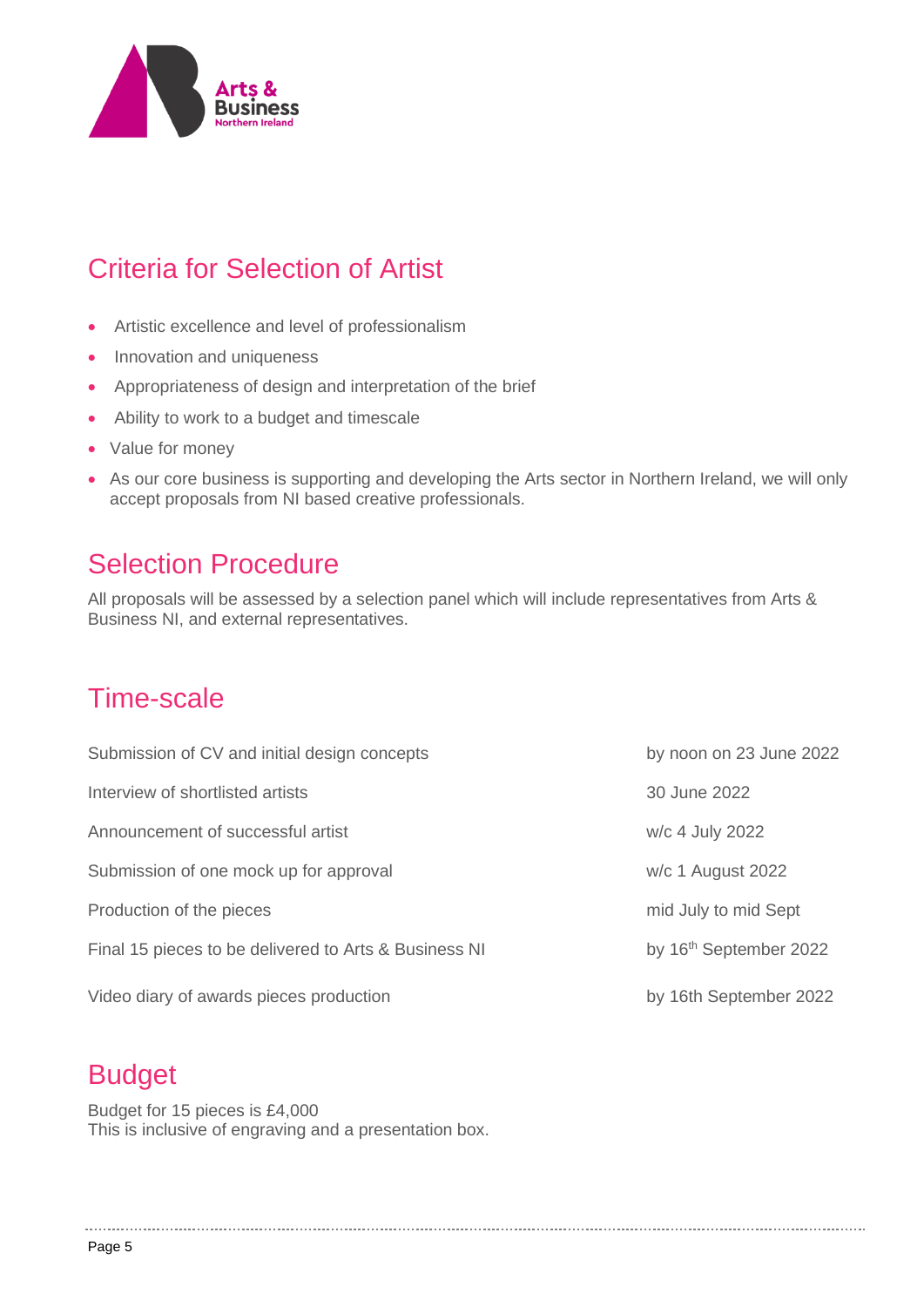## Criteria for Selection of Artist

- Artistic excellence and level of professionalism
- Innovation and uniqueness
- Appropriateness of design and interpretation of the brief
- Ability to work to a budget and timescale
- Value for money
- As our core business is supporting and developing the Arts sector in Northern Ireland, we will only accept proposals from NI based creative professionals.

## Selection Procedure

All proposals will be assessed by a selection panel which will include representatives from Arts & Business NI, and external representatives.

## Time-scale

| | |
|---|---|
| Submission of CV and initial design concepts | by noon on 23 June 2022 |
| Interview of shortlisted artists | 30 June 2022 |
| Announcement of successful artist | w/c 4 July 2022 |
| Submission of one mock up for approval | w/c 1 August 2022 |
| Production of the pieces | mid July to mid Sept |
| Final 15 pieces to be delivered to Arts & Business NI | by 16th September 2022 |
| Video diary of awards pieces production | by 16th September 2022 |

## Budget

Budget for 15 pieces is £4,000
This is inclusive of engraving and a presentation box.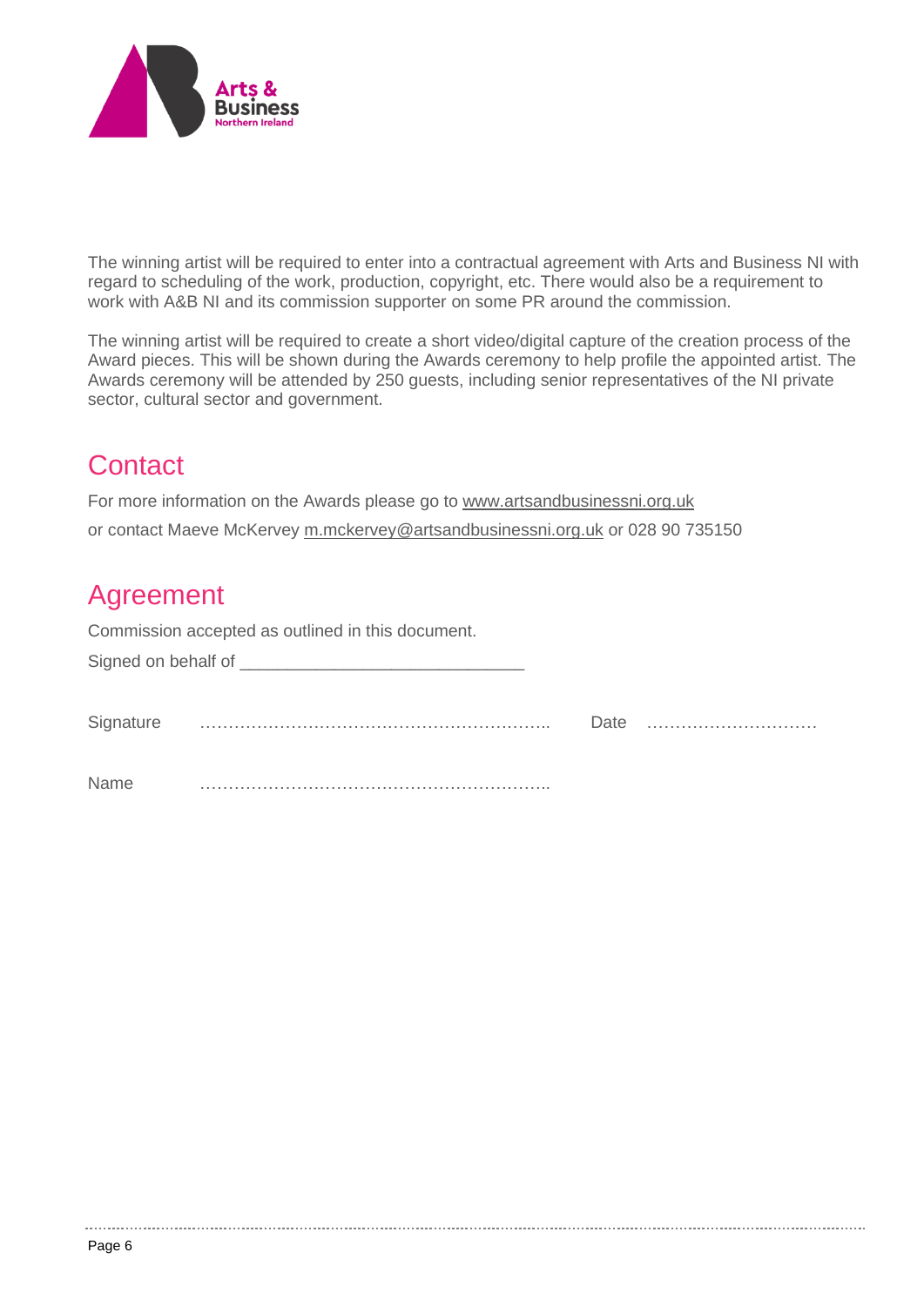The winning artist will be required to enter into a contractual agreement with Arts and Business NI with regard to scheduling of the work, production, copyright, etc. There would also be a requirement to work with A&B NI and its commission supporter on some PR around the commission.

The winning artist will be required to create a short video/digital capture of the creation process of the Award pieces. This will be shown during the Awards ceremony to help profile the appointed artist. The Awards ceremony will be attended by 250 guests, including senior representatives of the NI private sector, cultural sector and government.

## Contact

For more information on the Awards please go to www.artsandbusinessni.org.uk

or contact Maeve McKervey m.mckervey@artsandbusinessni.org.uk or 028 90 735150

## Agreement

Commission accepted as outlined in this document.

Signed on behalf of ______________________________

Signature ………………………………………………………….. Date …………………………

Name ………………………………………………………..